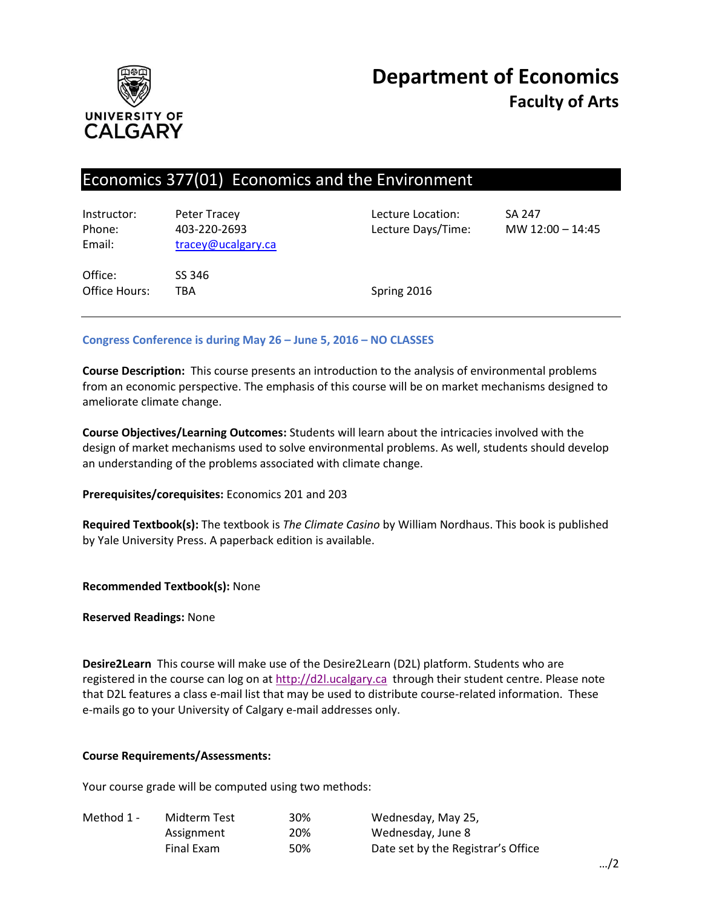**UNIVERSITY OF CALGARY**

# Department of Economics
## Faculty of Arts

## Economics 377(01) Economics and the Environment

| | | | |
|---|---|---|---|
| Instructor: | Peter Tracey | Lecture Location: | SA 247 |
| Phone: | 403-220-2693 | Lecture Days/Time: | MW 12:00 – 14:45 |
| Email: | tracey@ucalgary.ca | | |
| Office: | SS 346 | | |
| Office Hours: | TBA | Spring 2016 | |

**Congress Conference is during May 26 – June 5, 2016 – NO CLASSES**

**Course Description:** This course presents an introduction to the analysis of environmental problems from an economic perspective. The emphasis of this course will be on market mechanisms designed to ameliorate climate change.

**Course Objectives/Learning Outcomes:** Students will learn about the intricacies involved with the design of market mechanisms used to solve environmental problems. As well, students should develop an understanding of the problems associated with climate change.

**Prerequisites/corequisites:** Economics 201 and 203

**Required Textbook(s):** The textbook is *The Climate Casino* by William Nordhaus. This book is published by Yale University Press. A paperback edition is available.

**Recommended Textbook(s):** None

**Reserved Readings:** None

**Desire2Learn** This course will make use of the Desire2Learn (D2L) platform. Students who are registered in the course can log on at http://d2l.ucalgary.ca through their student centre. Please note that D2L features a class e-mail list that may be used to distribute course-related information. These e-mails go to your University of Calgary e-mail addresses only.

**Course Requirements/Assessments:**

Your course grade will be computed using two methods:

| | | | |
|---|---|---|---|
| Method 1 - | Midterm Test | 30% | Wednesday, May 25, |
| | Assignment | 20% | Wednesday, June 8 |
| | Final Exam | 50% | Date set by the Registrar's Office |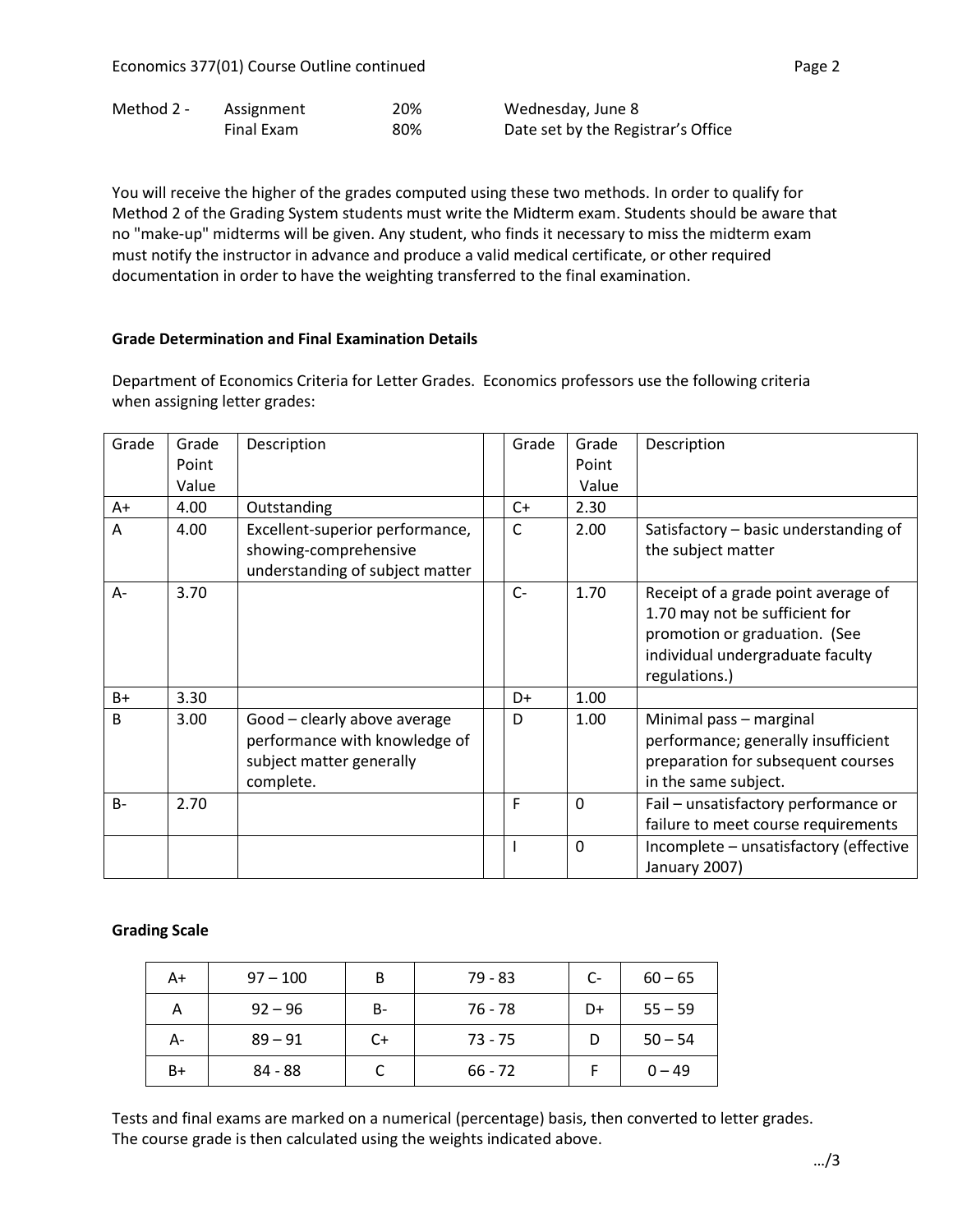| Method 2 - | Assignment | 20% | Wednesday, June 8 |
|---|---|---|---|
| | Final Exam | 80% | Date set by the Registrar's Office |

You will receive the higher of the grades computed using these two methods. In order to qualify for Method 2 of the Grading System students must write the Midterm exam. Students should be aware that no "make-up" midterms will be given. Any student, who finds it necessary to miss the midterm exam must notify the instructor in advance and produce a valid medical certificate, or other required documentation in order to have the weighting transferred to the final examination.

**Grade Determination and Final Examination Details**

Department of Economics Criteria for Letter Grades. Economics professors use the following criteria when assigning letter grades:

| Grade | Grade Point Value | Description | | Grade | Grade Point Value | Description |
|---|---|---|---|---|---|---|
| A+ | 4.00 | Outstanding | | C+ | 2.30 | |
| A | 4.00 | Excellent-superior performance, showing-comprehensive understanding of subject matter | | C | 2.00 | Satisfactory – basic understanding of the subject matter |
| A- | 3.70 | | | C- | 1.70 | Receipt of a grade point average of 1.70 may not be sufficient for promotion or graduation. (See individual undergraduate faculty regulations.) |
| B+ | 3.30 | | | D+ | 1.00 | |
| B | 3.00 | Good – clearly above average performance with knowledge of subject matter generally complete. | | D | 1.00 | Minimal pass – marginal performance; generally insufficient preparation for subsequent courses in the same subject. |
| B- | 2.70 | | | F | 0 | Fail – unsatisfactory performance or failure to meet course requirements |
| | | | | I | 0 | Incomplete – unsatisfactory (effective January 2007) |

**Grading Scale**

| A+ | 97 – 100 | B | 79 - 83 | C- | 60 – 65 |
|---|---|---|---|---|---|
| A | 92 – 96 | B- | 76 - 78 | D+ | 55 – 59 |
| A- | 89 – 91 | C+ | 73 - 75 | D | 50 – 54 |
| B+ | 84 - 88 | C | 66 - 72 | F | 0 – 49 |

Tests and final exams are marked on a numerical (percentage) basis, then converted to letter grades. The course grade is then calculated using the weights indicated above.

.../3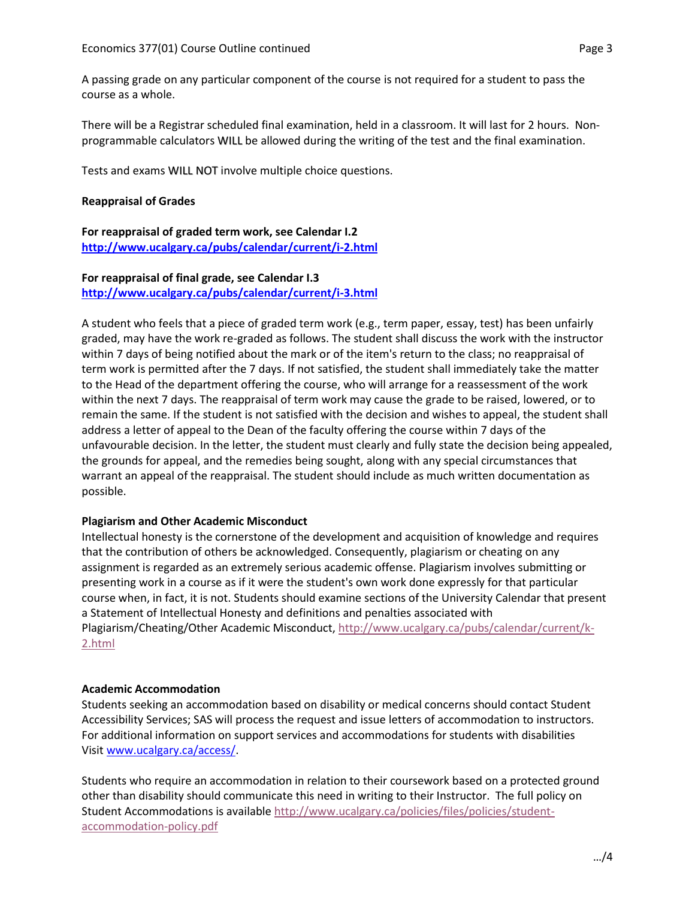A passing grade on any particular component of the course is not required for a student to pass the course as a whole.

There will be a Registrar scheduled final examination, held in a classroom. It will last for 2 hours. Non-programmable calculators WILL be allowed during the writing of the test and the final examination.

Tests and exams WILL NOT involve multiple choice questions.

**Reappraisal of Grades**

**For reappraisal of graded term work, see Calendar I.2**
**http://www.ucalgary.ca/pubs/calendar/current/i-2.html**

**For reappraisal of final grade, see Calendar I.3**
**http://www.ucalgary.ca/pubs/calendar/current/i-3.html**

A student who feels that a piece of graded term work (e.g., term paper, essay, test) has been unfairly graded, may have the work re-graded as follows. The student shall discuss the work with the instructor within 7 days of being notified about the mark or of the item's return to the class; no reappraisal of term work is permitted after the 7 days. If not satisfied, the student shall immediately take the matter to the Head of the department offering the course, who will arrange for a reassessment of the work within the next 7 days. The reappraisal of term work may cause the grade to be raised, lowered, or to remain the same. If the student is not satisfied with the decision and wishes to appeal, the student shall address a letter of appeal to the Dean of the faculty offering the course within 7 days of the unfavourable decision. In the letter, the student must clearly and fully state the decision being appealed, the grounds for appeal, and the remedies being sought, along with any special circumstances that warrant an appeal of the reappraisal. The student should include as much written documentation as possible.

**Plagiarism and Other Academic Misconduct**

Intellectual honesty is the cornerstone of the development and acquisition of knowledge and requires that the contribution of others be acknowledged. Consequently, plagiarism or cheating on any assignment is regarded as an extremely serious academic offense. Plagiarism involves submitting or presenting work in a course as if it were the student's own work done expressly for that particular course when, in fact, it is not. Students should examine sections of the University Calendar that present a Statement of Intellectual Honesty and definitions and penalties associated with Plagiarism/Cheating/Other Academic Misconduct, http://www.ucalgary.ca/pubs/calendar/current/k-2.html

**Academic Accommodation**

Students seeking an accommodation based on disability or medical concerns should contact Student Accessibility Services; SAS will process the request and issue letters of accommodation to instructors. For additional information on support services and accommodations for students with disabilities Visit www.ucalgary.ca/access/.

Students who require an accommodation in relation to their coursework based on a protected ground other than disability should communicate this need in writing to their Instructor. The full policy on Student Accommodations is available http://www.ucalgary.ca/policies/files/policies/student-accommodation-policy.pdf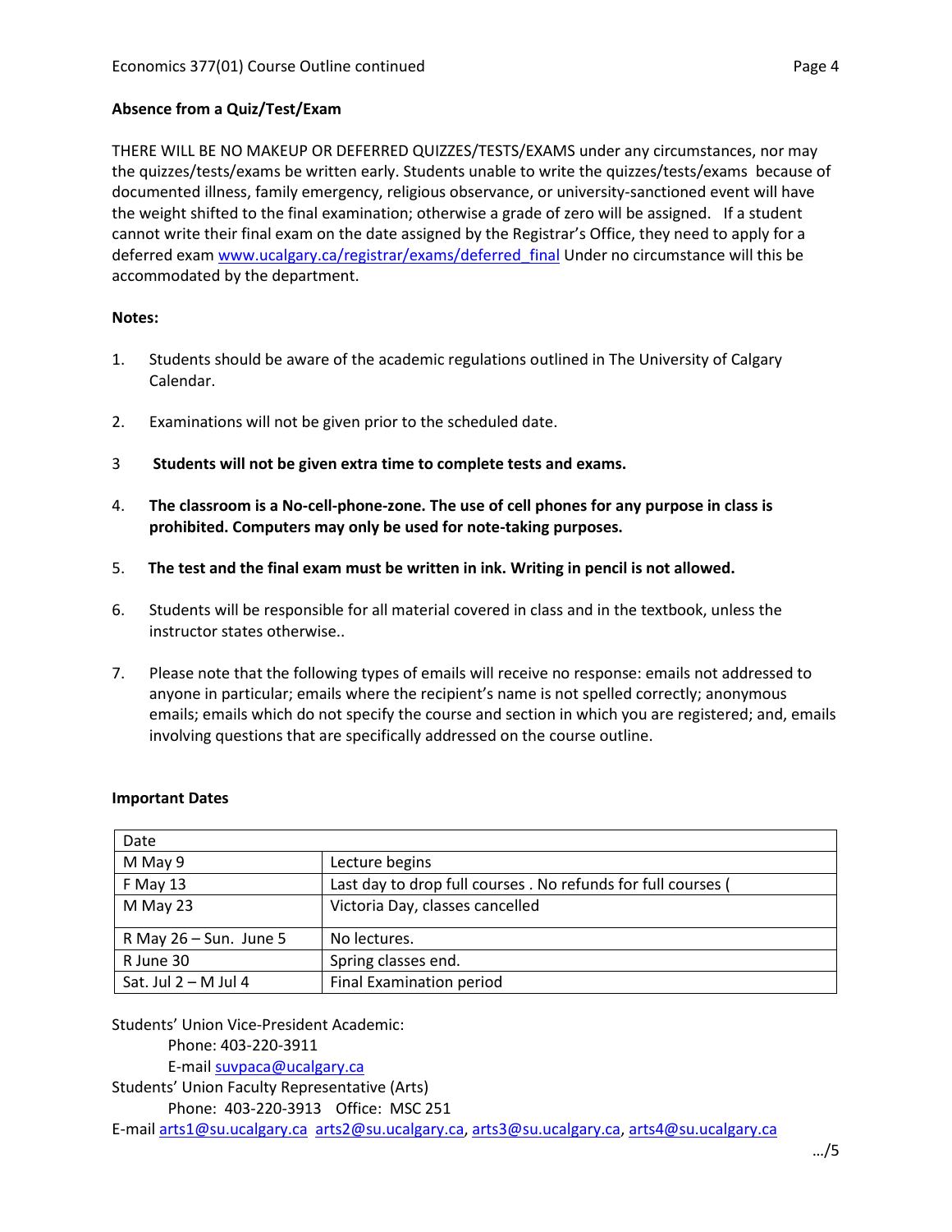**Absence from a Quiz/Test/Exam**

THERE WILL BE NO MAKEUP OR DEFERRED QUIZZES/TESTS/EXAMS under any circumstances, nor may the quizzes/tests/exams be written early. Students unable to write the quizzes/tests/exams because of documented illness, family emergency, religious observance, or university-sanctioned event will have the weight shifted to the final examination; otherwise a grade of zero will be assigned. If a student cannot write their final exam on the date assigned by the Registrar's Office, they need to apply for a deferred exam www.ucalgary.ca/registrar/exams/deferred_final Under no circumstance will this be accommodated by the department.

**Notes:**

1. Students should be aware of the academic regulations outlined in The University of Calgary Calendar.

2. Examinations will not be given prior to the scheduled date.

3 **Students will not be given extra time to complete tests and exams.**

4. **The classroom is a No-cell-phone-zone. The use of cell phones for any purpose in class is prohibited. Computers may only be used for note-taking purposes.**

5. **The test and the final exam must be written in ink. Writing in pencil is not allowed.**

6. Students will be responsible for all material covered in class and in the textbook, unless the instructor states otherwise..

7. Please note that the following types of emails will receive no response: emails not addressed to anyone in particular; emails where the recipient's name is not spelled correctly; anonymous emails; emails which do not specify the course and section in which you are registered; and, emails involving questions that are specifically addressed on the course outline.

**Important Dates**

| Date | |
|---|---|
| M May 9 | Lecture begins |
| F May 13 | Last day to drop full courses . No refunds for full courses ( |
| M May 23 | Victoria Day, classes cancelled |
| R May 26 – Sun. June 5 | No lectures. |
| R June 30 | Spring classes end. |
| Sat. Jul 2 – M Jul 4 | Final Examination period |

Students' Union Vice-President Academic:
Phone: 403-220-3911
E-mail suvpaca@ucalgary.ca
Students' Union Faculty Representative (Arts)
Phone: 403-220-3913 Office: MSC 251
E-mail arts1@su.ucalgary.ca arts2@su.ucalgary.ca, arts3@su.ucalgary.ca, arts4@su.ucalgary.ca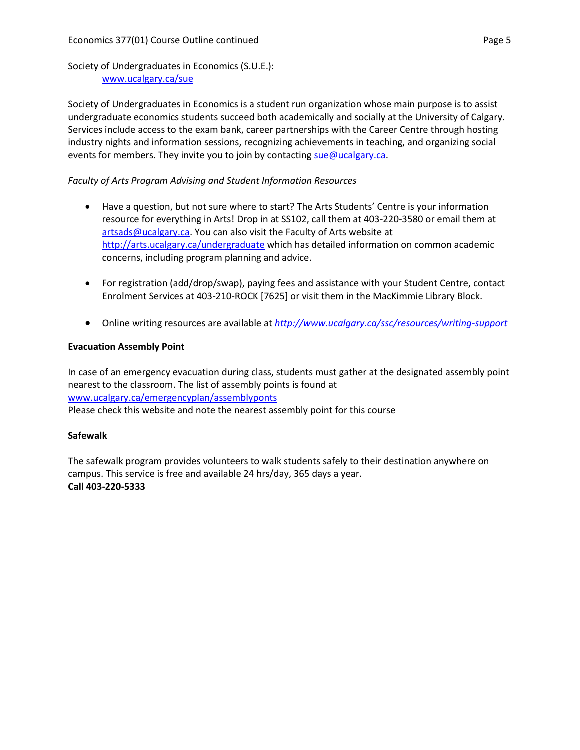Society of Undergraduates in Economics (S.U.E.):
www.ucalgary.ca/sue

Society of Undergraduates in Economics is a student run organization whose main purpose is to assist undergraduate economics students succeed both academically and socially at the University of Calgary. Services include access to the exam bank, career partnerships with the Career Centre through hosting industry nights and information sessions, recognizing achievements in teaching, and organizing social events for members. They invite you to join by contacting sue@ucalgary.ca.

*Faculty of Arts Program Advising and Student Information Resources*

- Have a question, but not sure where to start? The Arts Students' Centre is your information resource for everything in Arts! Drop in at SS102, call them at 403-220-3580 or email them at artsads@ucalgary.ca. You can also visit the Faculty of Arts website at http://arts.ucalgary.ca/undergraduate which has detailed information on common academic concerns, including program planning and advice.

- For registration (add/drop/swap), paying fees and assistance with your Student Centre, contact Enrolment Services at 403-210-ROCK [7625] or visit them in the MacKimmie Library Block.

- Online writing resources are available at *http://www.ucalgary.ca/ssc/resources/writing-support*

**Evacuation Assembly Point**

In case of an emergency evacuation during class, students must gather at the designated assembly point nearest to the classroom. The list of assembly points is found at
www.ucalgary.ca/emergencyplan/assemblyponts
Please check this website and note the nearest assembly point for this course

**Safewalk**

The safewalk program provides volunteers to walk students safely to their destination anywhere on campus. This service is free and available 24 hrs/day, 365 days a year.
**Call 403-220-5333**